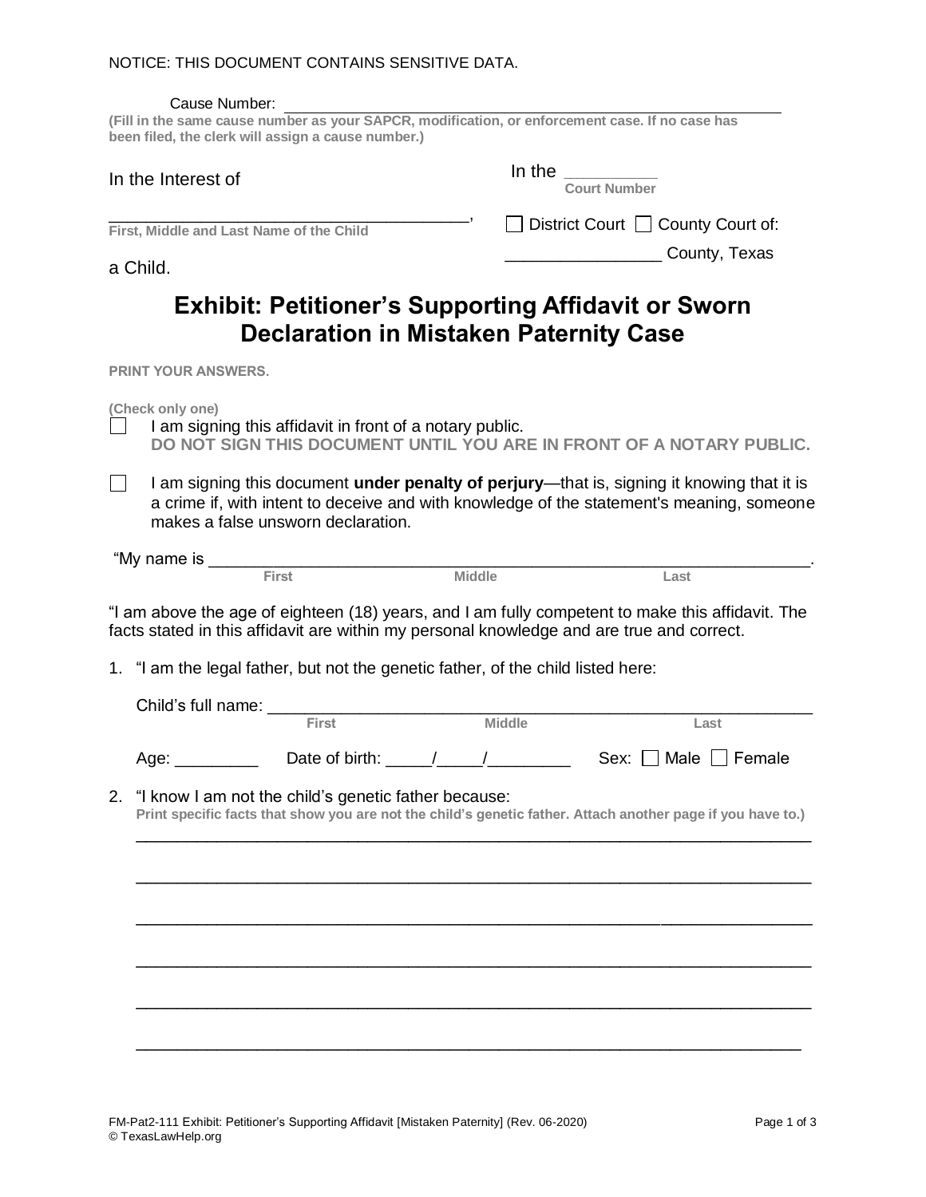NOTICE: THIS DOCUMENT CONTAINS SENSITIVE DATA.

Cause Number: ____________________________________________

**(Fill in the same cause number as your SAPCR, modification, or enforcement case. If no case has been filed, the clerk will assign a cause number.)**

In the Interest of

______________________________________,
**First, Middle and Last Name of the Child**

a Child.

In the __________
**Court Number**

☐ District Court ☐ County Court of:

________________ County, Texas

# Exhibit: Petitioner's Supporting Affidavit or Sworn Declaration in Mistaken Paternity Case

**PRINT YOUR ANSWERS.**

**(Check only one)**

☐ I am signing this affidavit in front of a notary public.
**DO NOT SIGN THIS DOCUMENT UNTIL YOU ARE IN FRONT OF A NOTARY PUBLIC.**

☐ I am signing this document **under penalty of perjury**—that is, signing it knowing that it is a crime if, with intent to deceive and with knowledge of the statement's meaning, someone makes a false unsworn declaration.

"My name is ______________________________________________________________.
First Middle Last

"I am above the age of eighteen (18) years, and I am fully competent to make this affidavit. The facts stated in this affidavit are within my personal knowledge and are true and correct.

1. "I am the legal father, but not the genetic father, of the child listed here:

   Child's full name: ______________________________________________________
   First Middle Last

   Age: _________ Date of birth: _____/_____/_________ Sex: ☐ Male ☐ Female

2. "I know I am not the child's genetic father because:
   **Print specific facts that show you are not the child's genetic father. Attach another page if you have to.)**

   ___________________________________________________________________________

   ___________________________________________________________________________

   ___________________________________________________________________________

   ___________________________________________________________________________

   ___________________________________________________________________________

   ___________________________________________________________________________

FM-Pat2-111 Exhibit: Petitioner's Supporting Affidavit [Mistaken Paternity] (Rev. 06-2020)
© TexasLawHelp.org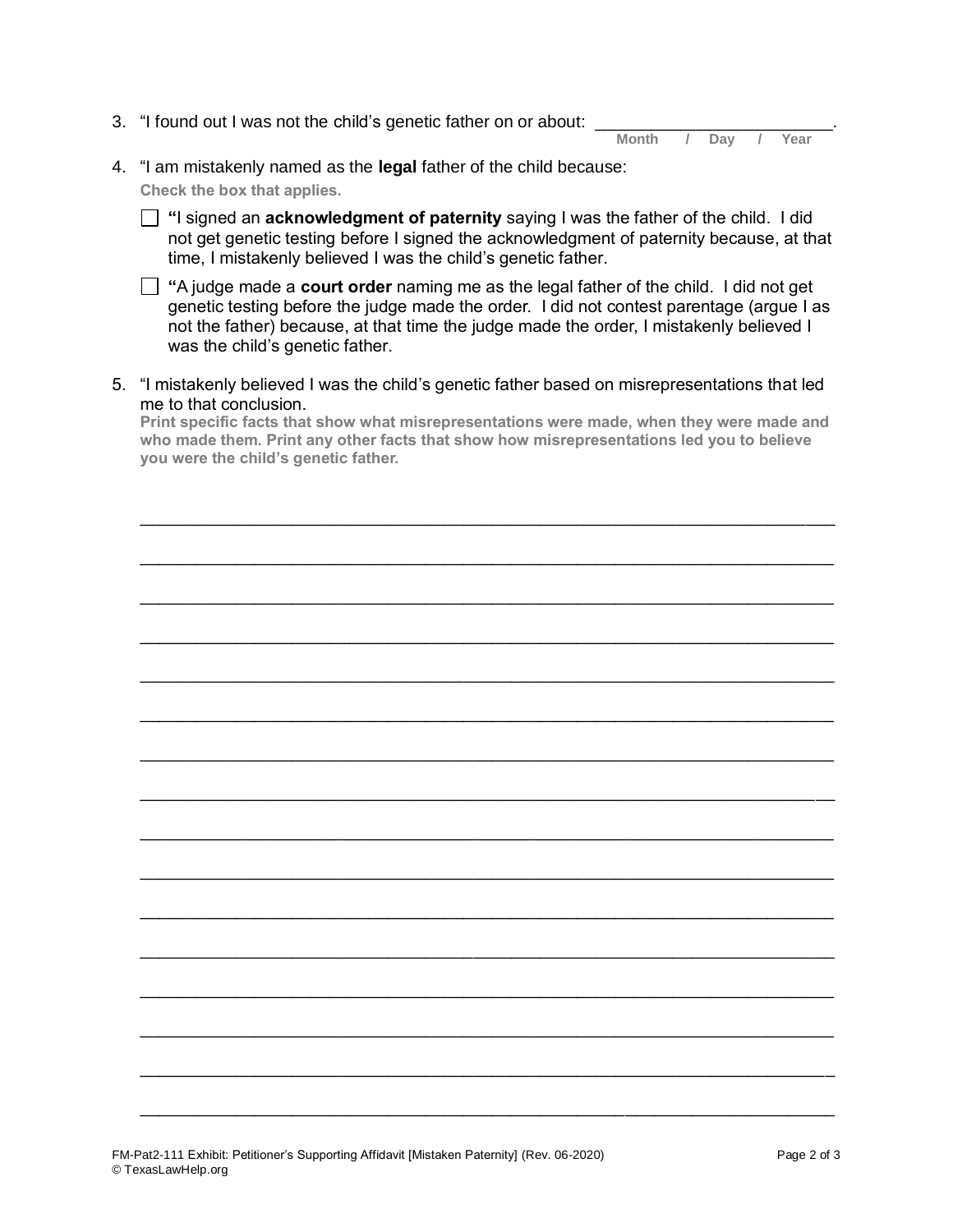3. "I found out I was not the child's genetic father on or about: ________________________.
   **Month / Day / Year**

4. "I am mistakenly named as the **legal** father of the child because:
   **Check the box that applies.**

   ☐ **"**I signed an **acknowledgment of paternity** saying I was the father of the child. I did not get genetic testing before I signed the acknowledgment of paternity because, at that time, I mistakenly believed I was the child's genetic father.

   ☐ **"**A judge made a **court order** naming me as the legal father of the child. I did not get genetic testing before the judge made the order. I did not contest parentage (argue I as not the father) because, at that time the judge made the order, I mistakenly believed I was the child's genetic father.

5. "I mistakenly believed I was the child's genetic father based on misrepresentations that led me to that conclusion.
   **Print specific facts that show what misrepresentations were made, when they were made and who made them. Print any other facts that show how misrepresentations led you to believe you were the child's genetic father.**

   ______________________________________________________________________

   ______________________________________________________________________

   ______________________________________________________________________

   ______________________________________________________________________

   ______________________________________________________________________

   ______________________________________________________________________

   ______________________________________________________________________

   ______________________________________________________________________

   ______________________________________________________________________

   ______________________________________________________________________

   ______________________________________________________________________

   ______________________________________________________________________

   ______________________________________________________________________

   ______________________________________________________________________

   ______________________________________________________________________

   ______________________________________________________________________

FM-Pat2-111 Exhibit: Petitioner's Supporting Affidavit [Mistaken Paternity] (Rev. 06-2020)
© TexasLawHelp.org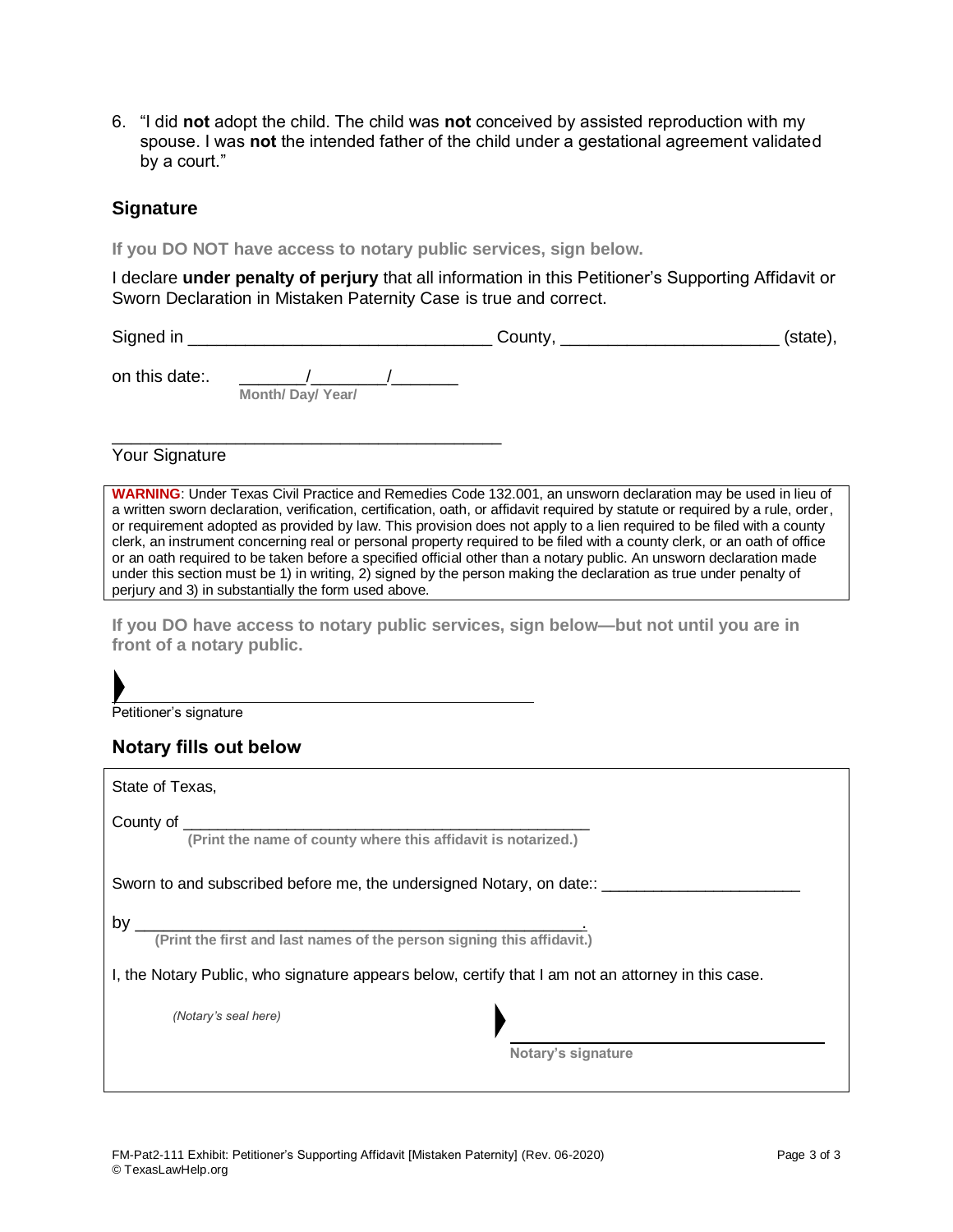6. "I did **not** adopt the child. The child was **not** conceived by assisted reproduction with my spouse. I was **not** the intended father of the child under a gestational agreement validated by a court."

## Signature

**If you DO NOT have access to notary public services, sign below.**

I declare **under penalty of perjury** that all information in this Petitioner's Supporting Affidavit or Sworn Declaration in Mistaken Paternity Case is true and correct.

Signed in ______________________________ County, ______________________ (state),

on this date:. _______/________/_______
Month/ Day/ Year/

________________________________________
Your Signature

**WARNING**: Under Texas Civil Practice and Remedies Code 132.001, an unsworn declaration may be used in lieu of a written sworn declaration, verification, certification, oath, or affidavit required by statute or required by a rule, order, or requirement adopted as provided by law. This provision does not apply to a lien required to be filed with a county clerk, an instrument concerning real or personal property required to be filed with a county clerk, or an oath of office or an oath required to be taken before a specified official other than a notary public. An unsworn declaration made under this section must be 1) in writing, 2) signed by the person making the declaration as true under penalty of perjury and 3) in substantially the form used above.

**If you DO have access to notary public services, sign below—but not until you are in front of a notary public.**

________________________________________
Petitioner's signature

## Notary fills out below

State of Texas,

County of ________________________________________
**(Print the name of county where this affidavit is notarized.)**

Sworn to and subscribed before me, the undersigned Notary, on date:: ______________________

by ________________________________________.
**(Print the first and last names of the person signing this affidavit.)**

I, the Notary Public, who signature appears below, certify that I am not an attorney in this case.

*(Notary's seal here)*

________________________________________
**Notary's signature**

FM-Pat2-111 Exhibit: Petitioner's Supporting Affidavit [Mistaken Paternity] (Rev. 06-2020)
© TexasLawHelp.org